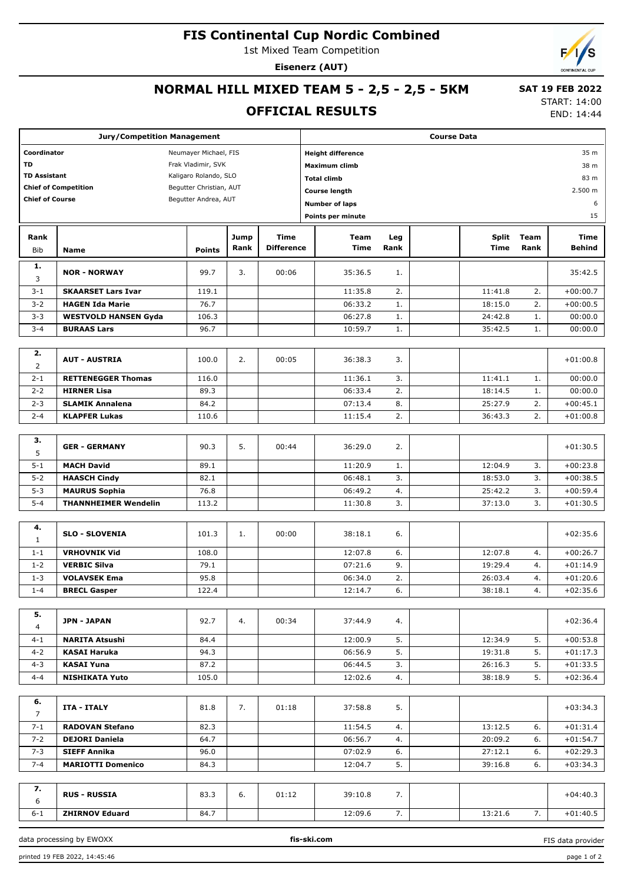# FIS Continental Cup Nordic Combined

1st Mixed Team Competition

**Eisenerz (AUT)**

## NORMAL HILL MIXED TEAM 5 - 2,5 - 2,5 - 5KM

## OFFICIAL RESULTS

**SAT 19 FEB 2022**
START: 14:00
END: 14:44

| Jury/Competition Management | | Course Data | |
|---|---|---|---|
| **Coordinator** | Neumayer Michael, FIS | **Height difference** | 35 m |
| **TD** | Frak Vladimir, SVK | **Maximum climb** | 38 m |
| **TD Assistant** | Kaligaro Rolando, SLO | **Total climb** | 83 m |
| **Chief of Competition** | Begutter Christian, AUT | **Course length** | 2.500 m |
| **Chief of Course** | Begutter Andrea, AUT | **Number of laps** | 6 |
| | | **Points per minute** | 15 |

| Rank Bib | Name | Points | Jump Rank | Time Difference | Team Time | Leg Rank | | Split Time | Team Rank | Time Behind |
|---|---|---|---|---|---|---|---|---|---|---|
| **1.** 3 | **NOR - NORWAY** | 99.7 | 3. | 00:06 | 35:36.5 | 1. | | | | 35:42.5 |
| 3-1 | **SKAARSET Lars Ivar** | 119.1 | | | 11:35.8 | 2. | | 11:41.8 | 2. | +00:00.7 |
| 3-2 | **HAGEN Ida Marie** | 76.7 | | | 06:33.2 | 1. | | 18:15.0 | 2. | +00:00.5 |
| 3-3 | **WESTVOLD HANSEN Gyda** | 106.3 | | | 06:27.8 | 1. | | 24:42.8 | 1. | 00:00.0 |
| 3-4 | **BURAAS Lars** | 96.7 | | | 10:59.7 | 1. | | 35:42.5 | 1. | 00:00.0 |
| **2.** 2 | **AUT - AUSTRIA** | 100.0 | 2. | 00:05 | 36:38.3 | 3. | | | | +01:00.8 |
| 2-1 | **RETTENEGGER Thomas** | 116.0 | | | 11:36.1 | 3. | | 11:41.1 | 1. | 00:00.0 |
| 2-2 | **HIRNER Lisa** | 89.3 | | | 06:33.4 | 2. | | 18:14.5 | 1. | 00:00.0 |
| 2-3 | **SLAMIK Annalena** | 84.2 | | | 07:13.4 | 8. | | 25:27.9 | 2. | +00:45.1 |
| 2-4 | **KLAPFER Lukas** | 110.6 | | | 11:15.4 | 2. | | 36:43.3 | 2. | +01:00.8 |
| **3.** 5 | **GER - GERMANY** | 90.3 | 5. | 00:44 | 36:29.0 | 2. | | | | +01:30.5 |
| 5-1 | **MACH David** | 89.1 | | | 11:20.9 | 1. | | 12:04.9 | 3. | +00:23.8 |
| 5-2 | **HAASCH Cindy** | 82.1 | | | 06:48.1 | 3. | | 18:53.0 | 3. | +00:38.5 |
| 5-3 | **MAURUS Sophia** | 76.8 | | | 06:49.2 | 4. | | 25:42.2 | 3. | +00:59.4 |
| 5-4 | **THANNHEIMER Wendelin** | 113.2 | | | 11:30.8 | 3. | | 37:13.0 | 3. | +01:30.5 |
| **4.** 1 | **SLO - SLOVENIA** | 101.3 | 1. | 00:00 | 38:18.1 | 6. | | | | +02:35.6 |
| 1-1 | **VRHOVNIK Vid** | 108.0 | | | 12:07.8 | 6. | | 12:07.8 | 4. | +00:26.7 |
| 1-2 | **VERBIC Silva** | 79.1 | | | 07:21.6 | 9. | | 19:29.4 | 4. | +01:14.9 |
| 1-3 | **VOLAVSEK Ema** | 95.8 | | | 06:34.0 | 2. | | 26:03.4 | 4. | +01:20.6 |
| 1-4 | **BRECL Gasper** | 122.4 | | | 12:14.7 | 6. | | 38:18.1 | 4. | +02:35.6 |
| **5.** 4 | **JPN - JAPAN** | 92.7 | 4. | 00:34 | 37:44.9 | 4. | | | | +02:36.4 |
| 4-1 | **NARITA Atsushi** | 84.4 | | | 12:00.9 | 5. | | 12:34.9 | 5. | +00:53.8 |
| 4-2 | **KASAI Haruka** | 94.3 | | | 06:56.9 | 5. | | 19:31.8 | 5. | +01:17.3 |
| 4-3 | **KASAI Yuna** | 87.2 | | | 06:44.5 | 3. | | 26:16.3 | 5. | +01:33.5 |
| 4-4 | **NISHIKATA Yuto** | 105.0 | | | 12:02.6 | 4. | | 38:18.9 | 5. | +02:36.4 |
| **6.** 7 | **ITA - ITALY** | 81.8 | 7. | 01:18 | 37:58.8 | 5. | | | | +03:34.3 |
| 7-1 | **RADOVAN Stefano** | 82.3 | | | 11:54.5 | 4. | | 13:12.5 | 6. | +01:31.4 |
| 7-2 | **DEJORI Daniela** | 64.7 | | | 06:56.7 | 4. | | 20:09.2 | 6. | +01:54.7 |
| 7-3 | **SIEFF Annika** | 96.0 | | | 07:02.9 | 6. | | 27:12.1 | 6. | +02:29.3 |
| 7-4 | **MARIOTTI Domenico** | 84.3 | | | 12:04.7 | 5. | | 39:16.8 | 6. | +03:34.3 |
| **7.** 6 | **RUS - RUSSIA** | 83.3 | 6. | 01:12 | 39:10.8 | 7. | | | | +04:40.3 |
| 6-1 | **ZHIRNOV Eduard** | 84.7 | | | 12:09.6 | 7. | | 13:21.6 | 7. | +01:40.5 |

data processing by EWOXX | **fis-ski.com** | FIS data provider

printed 19 FEB 2022, 14:45:46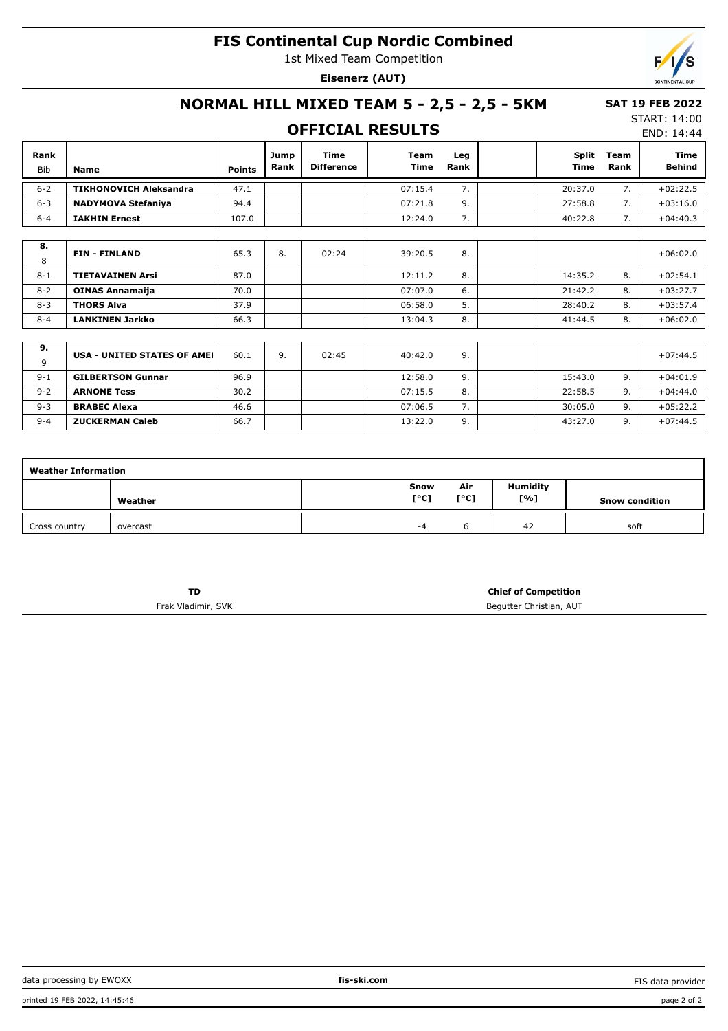# FIS Continental Cup Nordic Combined

1st Mixed Team Competition

**Eisenerz (AUT)**

## NORMAL HILL MIXED TEAM 5 - 2,5 - 2,5 - 5KM

**SAT 19 FEB 2022**

START: 14:00

END: 14:44

## OFFICIAL RESULTS

| Rank Bib | Name | Points | Jump Rank | Time Difference | Team Time | Leg Rank | | Split Time | Team Rank | Time Behind |
|---|---|---|---|---|---|---|---|---|---|---|
| 6-2 | **TIKHONOVICH Aleksandra** | 47.1 | | | 07:15.4 | 7. | | 20:37.0 | 7. | +02:22.5 |
| 6-3 | **NADYMOVA Stefaniya** | 94.4 | | | 07:21.8 | 9. | | 27:58.8 | 7. | +03:16.0 |
| 6-4 | **IAKHIN Ernest** | 107.0 | | | 12:24.0 | 7. | | 40:22.8 | 7. | +04:40.3 |
| **8.** 8 | **FIN - FINLAND** | 65.3 | 8. | 02:24 | 39:20.5 | 8. | | | | +06:02.0 |
| 8-1 | **TIETAVAINEN Arsi** | 87.0 | | | 12:11.2 | 8. | | 14:35.2 | 8. | +02:54.1 |
| 8-2 | **OINAS Annamaija** | 70.0 | | | 07:07.0 | 6. | | 21:42.2 | 8. | +03:27.7 |
| 8-3 | **THORS Alva** | 37.9 | | | 06:58.0 | 5. | | 28:40.2 | 8. | +03:57.4 |
| 8-4 | **LANKINEN Jarkko** | 66.3 | | | 13:04.3 | 8. | | 41:44.5 | 8. | +06:02.0 |
| **9.** 9 | **USA - UNITED STATES OF AMEI** | 60.1 | 9. | 02:45 | 40:42.0 | 9. | | | | +07:44.5 |
| 9-1 | **GILBERTSON Gunnar** | 96.9 | | | 12:58.0 | 9. | | 15:43.0 | 9. | +04:01.9 |
| 9-2 | **ARNONE Tess** | 30.2 | | | 07:15.5 | 8. | | 22:58.5 | 9. | +04:44.0 |
| 9-3 | **BRABEC Alexa** | 46.6 | | | 07:06.5 | 7. | | 30:05.0 | 9. | +05:22.2 |
| 9-4 | **ZUCKERMAN Caleb** | 66.7 | | | 13:22.0 | 9. | | 43:27.0 | 9. | +07:44.5 |

**Weather Information**

| | Weather | Snow [°C] | Air [°C] | Humidity [%] | Snow condition |
|---|---|---|---|---|---|
| Cross country | overcast | -4 | 6 | 42 | soft |

**TD**
Frak Vladimir, SVK

**Chief of Competition**
Begutter Christian, AUT

data processing by EWOXX | fis-ski.com | FIS data provider

printed 19 FEB 2022, 14:45:46